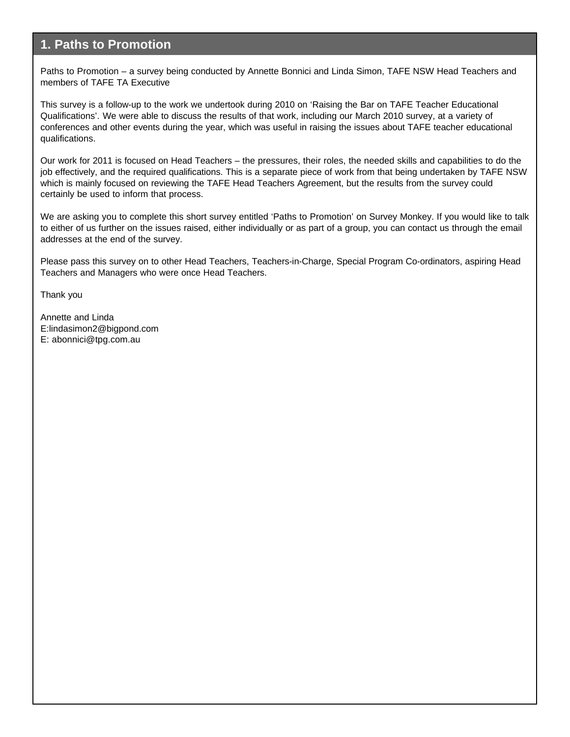# 1. Paths to Promotion

Paths to Promotion – a survey being conducted by Annette Bonnici and Linda Simon, TAFE NSW Head Teachers and members of TAFE TA Executive

This survey is a follow-up to the work we undertook during 2010 on 'Raising the Bar on TAFE Teacher Educational Qualifications'. We were able to discuss the results of that work, including our March 2010 survey, at a variety of conferences and other events during the year, which was useful in raising the issues about TAFE teacher educational qualifications.

Our work for 2011 is focused on Head Teachers – the pressures, their roles, the needed skills and capabilities to do the job effectively, and the required qualifications. This is a separate piece of work from that being undertaken by TAFE NSW which is mainly focused on reviewing the TAFE Head Teachers Agreement, but the results from the survey could certainly be used to inform that process.

We are asking you to complete this short survey entitled 'Paths to Promotion' on Survey Monkey. If you would like to talk to either of us further on the issues raised, either individually or as part of a group, you can contact us through the email addresses at the end of the survey.

Please pass this survey on to other Head Teachers, Teachers-in-Charge, Special Program Co-ordinators, aspiring Head Teachers and Managers who were once Head Teachers.

Thank you

Annette and Linda
E:lindasimon2@bigpond.com
E: abonnici@tpg.com.au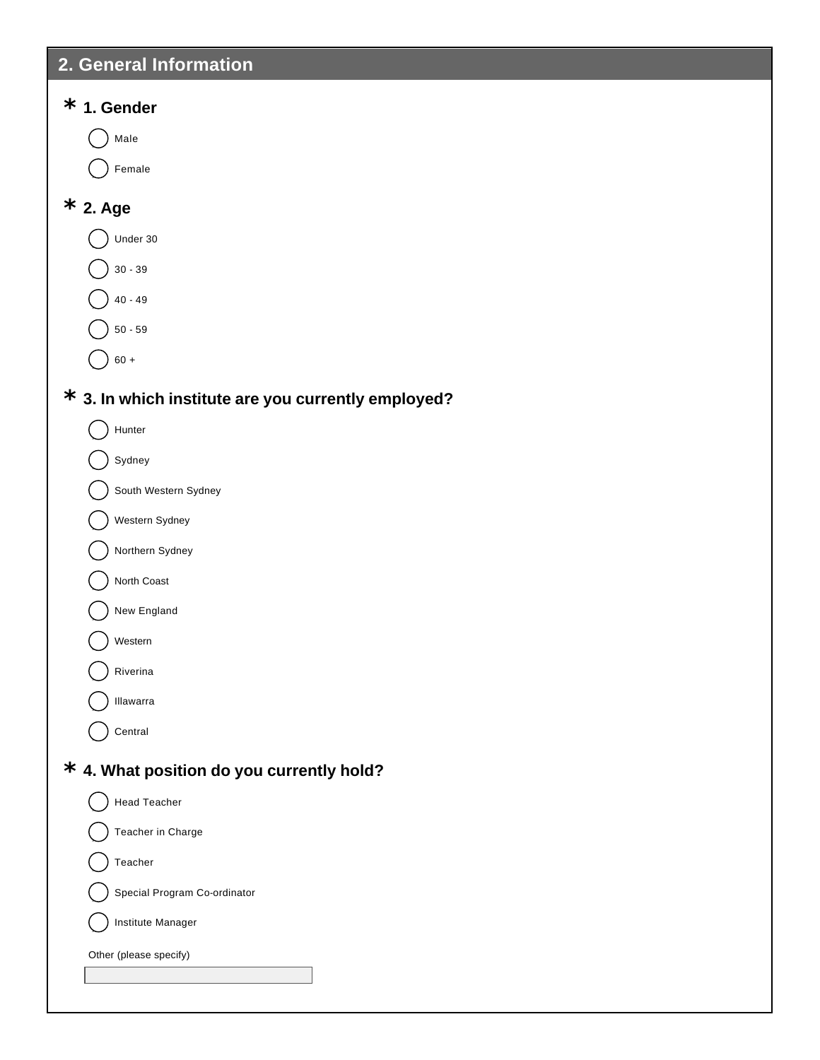## 2. General Information

**\* 1. Gender**

- ( ) Male
- ( ) Female

**\* 2. Age**

- ( ) Under 30
- ( ) 30 - 39
- ( ) 40 - 49
- ( ) 50 - 59
- ( ) 60 +

**\* 3. In which institute are you currently employed?**

- ( ) Hunter
- ( ) Sydney
- ( ) South Western Sydney
- ( ) Western Sydney
- ( ) Northern Sydney
- ( ) North Coast
- ( ) New England
- ( ) Western
- ( ) Riverina
- ( ) Illawarra
- ( ) Central

**\* 4. What position do you currently hold?**

- ( ) Head Teacher
- ( ) Teacher in Charge
- ( ) Teacher
- ( ) Special Program Co-ordinator
- ( ) Institute Manager

Other (please specify)

[ ]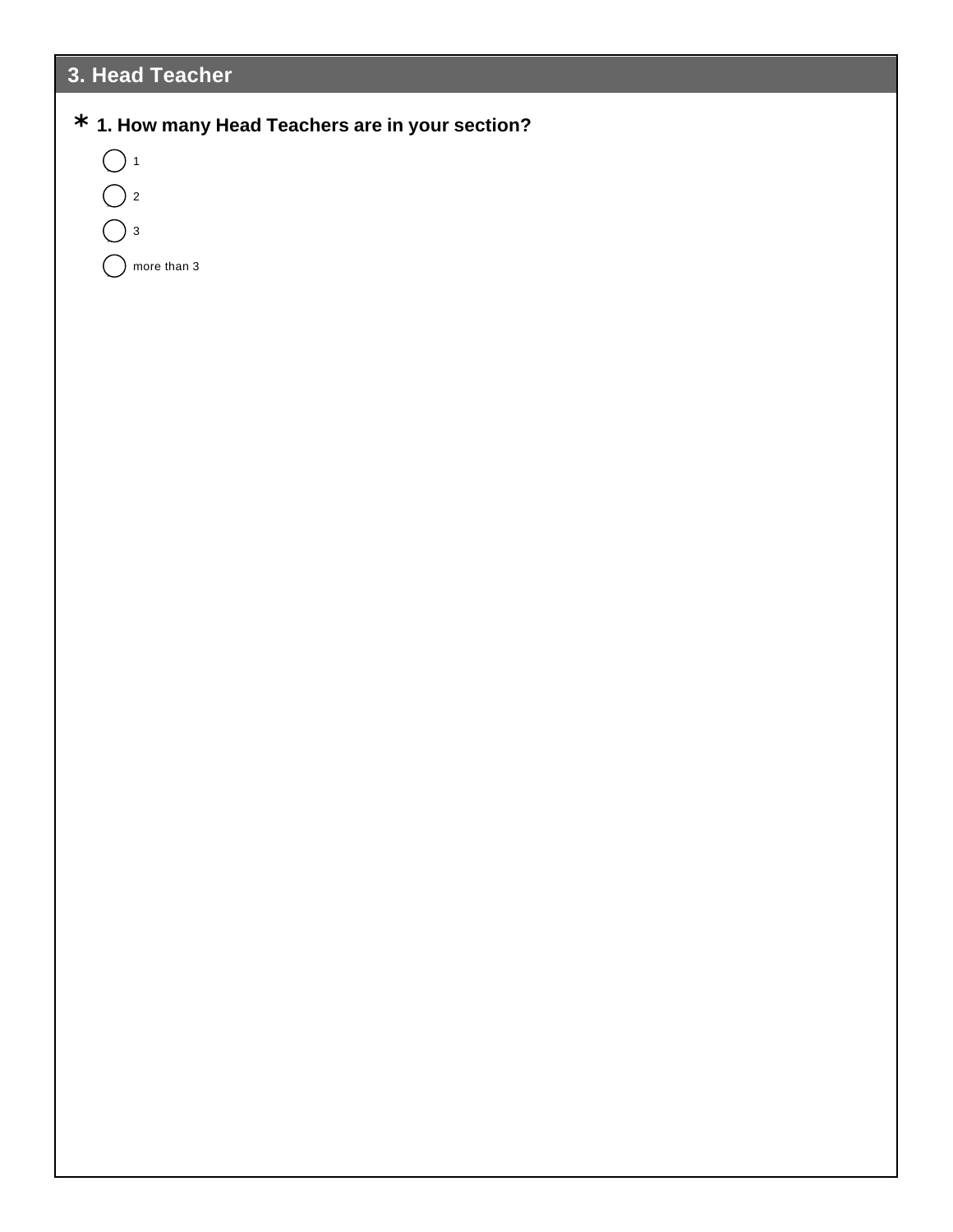## 3. Head Teacher

**\* 1. How many Head Teachers are in your section?**

- ◯ 1
- ◯ 2
- ◯ 3
- ◯ more than 3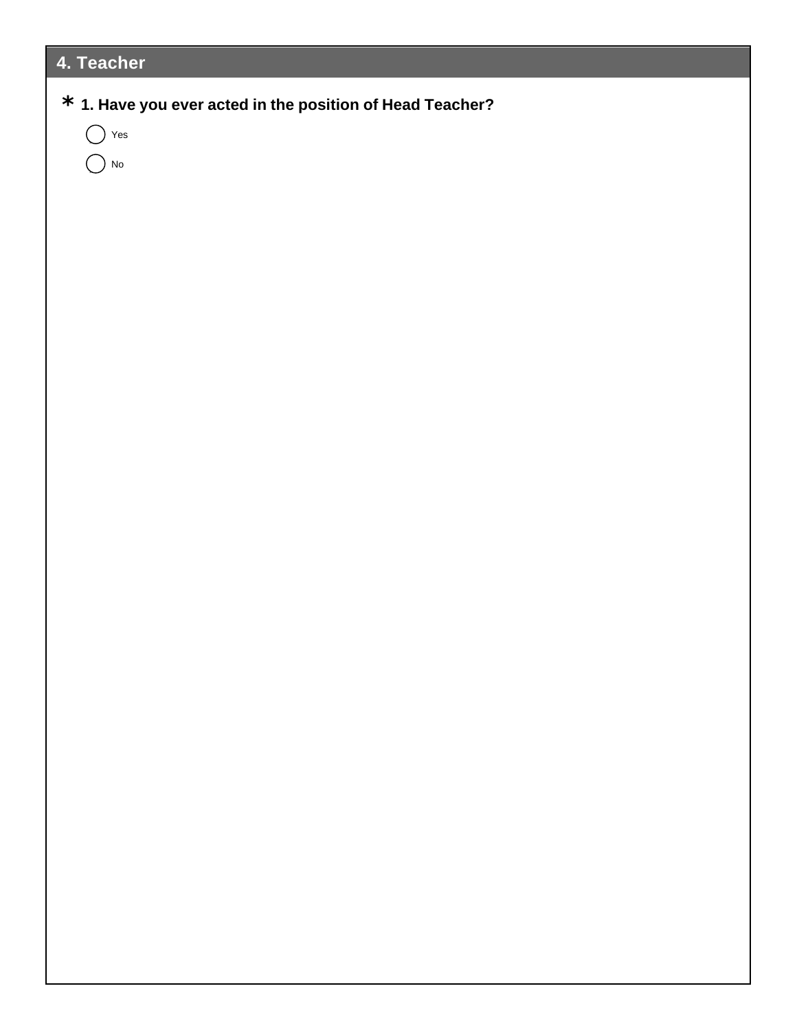## 4. Teacher

*** 1. Have you ever acted in the position of Head Teacher?**

- ◯ Yes
- ◯ No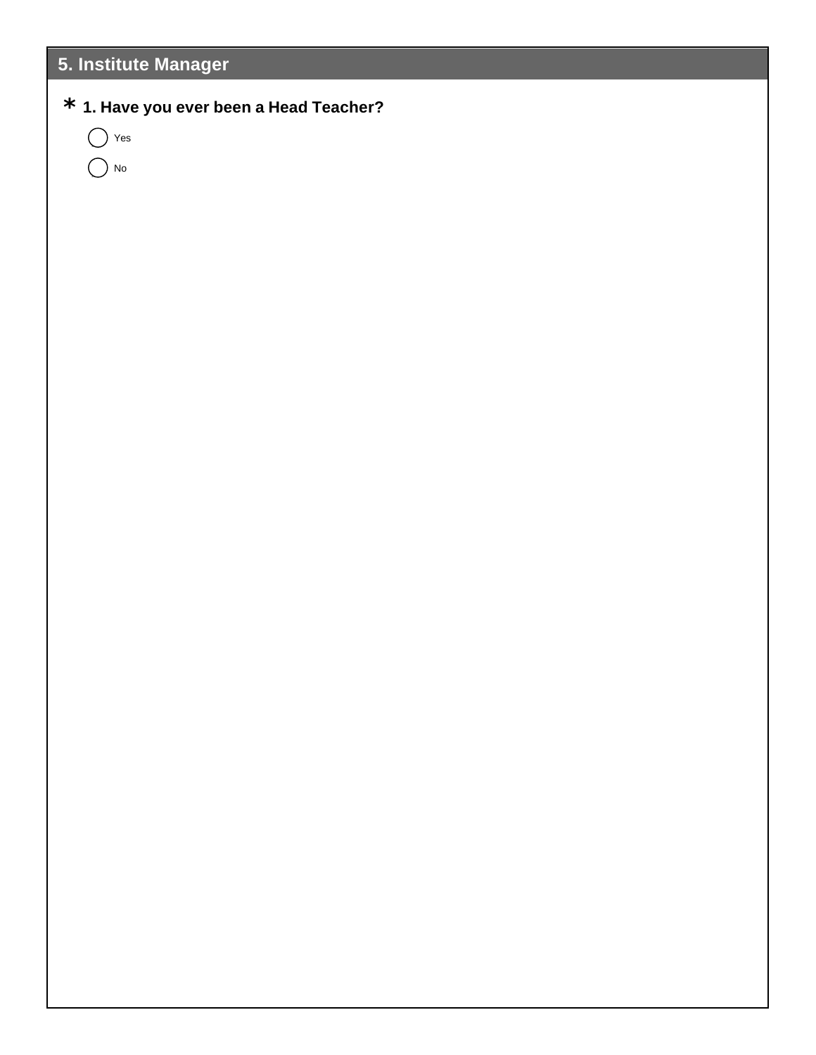## 5. Institute Manager

\* **1. Have you ever been a Head Teacher?**

- ◯ Yes
- ◯ No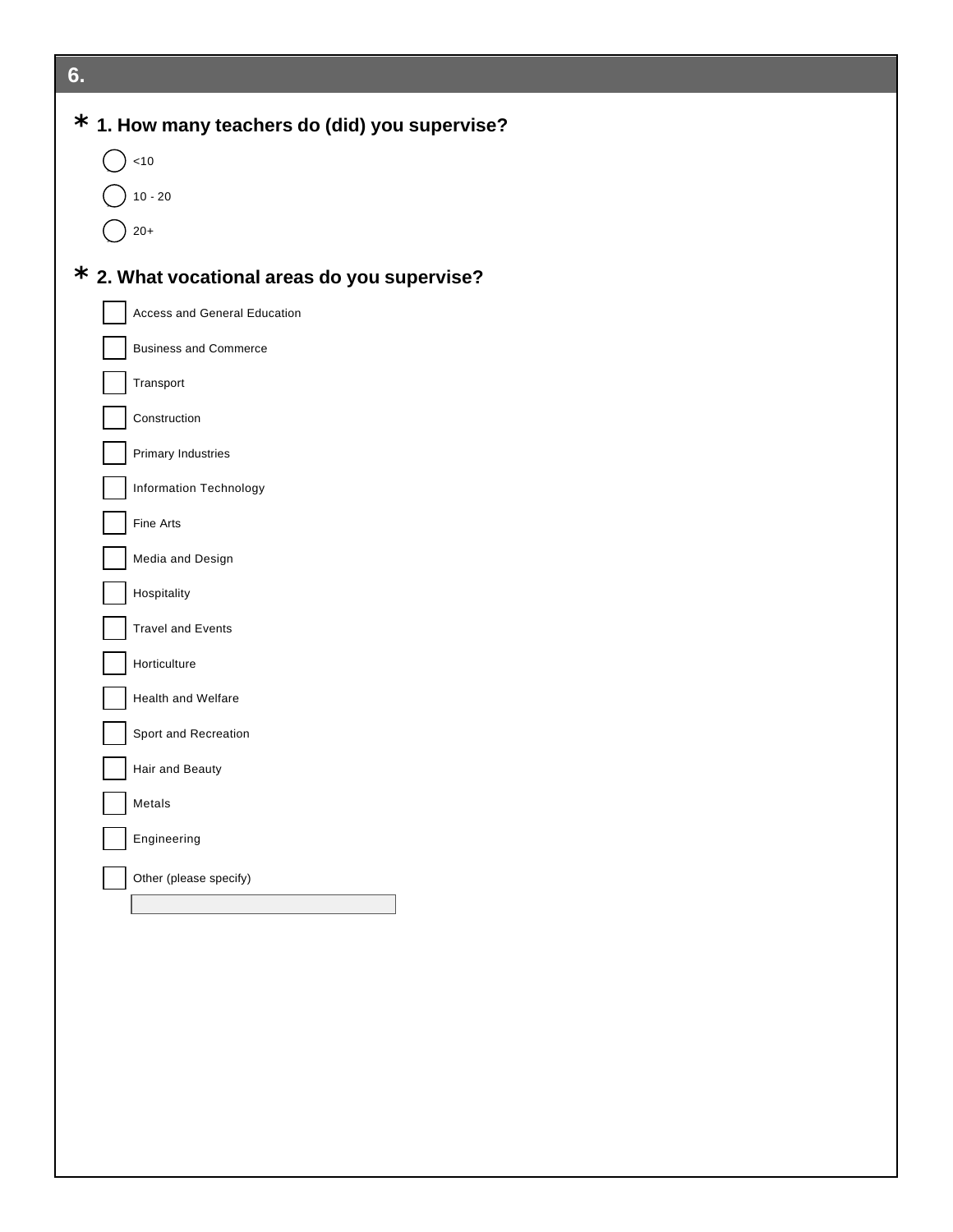## 6.

**\* 1. How many teachers do (did) you supervise?**

- ( ) <10
- ( ) 10 - 20
- ( ) 20+

**\* 2. What vocational areas do you supervise?**

- [ ] Access and General Education
- [ ] Business and Commerce
- [ ] Transport
- [ ] Construction
- [ ] Primary Industries
- [ ] Information Technology
- [ ] Fine Arts
- [ ] Media and Design
- [ ] Hospitality
- [ ] Travel and Events
- [ ] Horticulture
- [ ] Health and Welfare
- [ ] Sport and Recreation
- [ ] Hair and Beauty
- [ ] Metals
- [ ] Engineering
- [ ] Other (please specify)

\_\_\_\_\_\_\_\_\_\_\_\_\_\_\_\_\_\_\_\_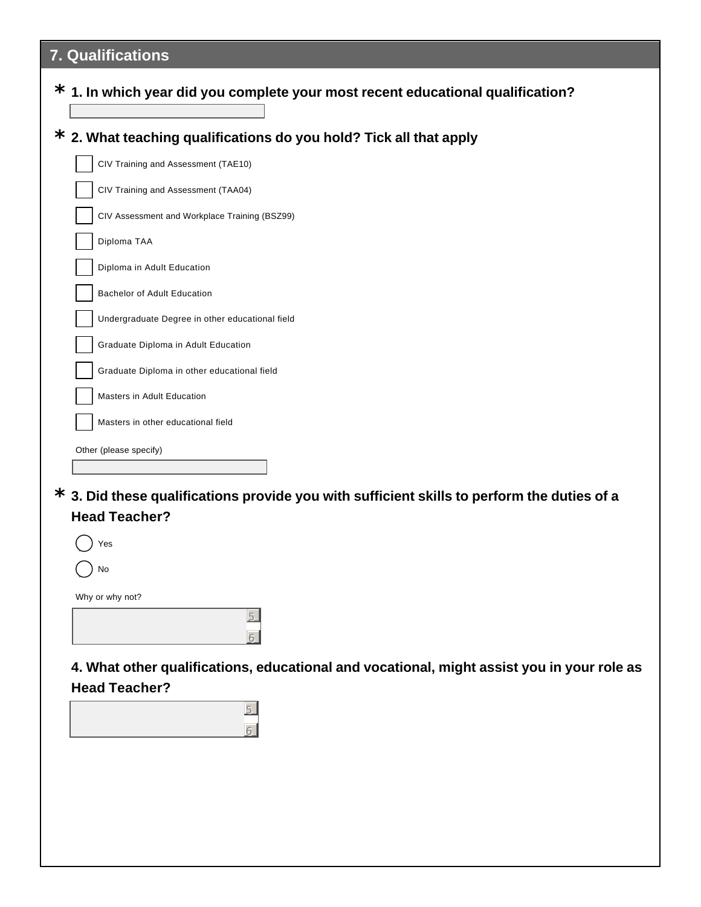## 7. Qualifications

**\* 1. In which year did you complete your most recent educational qualification?**

**\* 2. What teaching qualifications do you hold? Tick all that apply**

- [ ] CIV Training and Assessment (TAE10)
- [ ] CIV Training and Assessment (TAA04)
- [ ] CIV Assessment and Workplace Training (BSZ99)
- [ ] Diploma TAA
- [ ] Diploma in Adult Education
- [ ] Bachelor of Adult Education
- [ ] Undergraduate Degree in other educational field
- [ ] Graduate Diploma in Adult Education
- [ ] Graduate Diploma in other educational field
- [ ] Masters in Adult Education
- [ ] Masters in other educational field

Other (please specify)

**\* 3. Did these qualifications provide you with sufficient skills to perform the duties of a Head Teacher?**

- ( ) Yes
- ( ) No

Why or why not?

**4. What other qualifications, educational and vocational, might assist you in your role as Head Teacher?**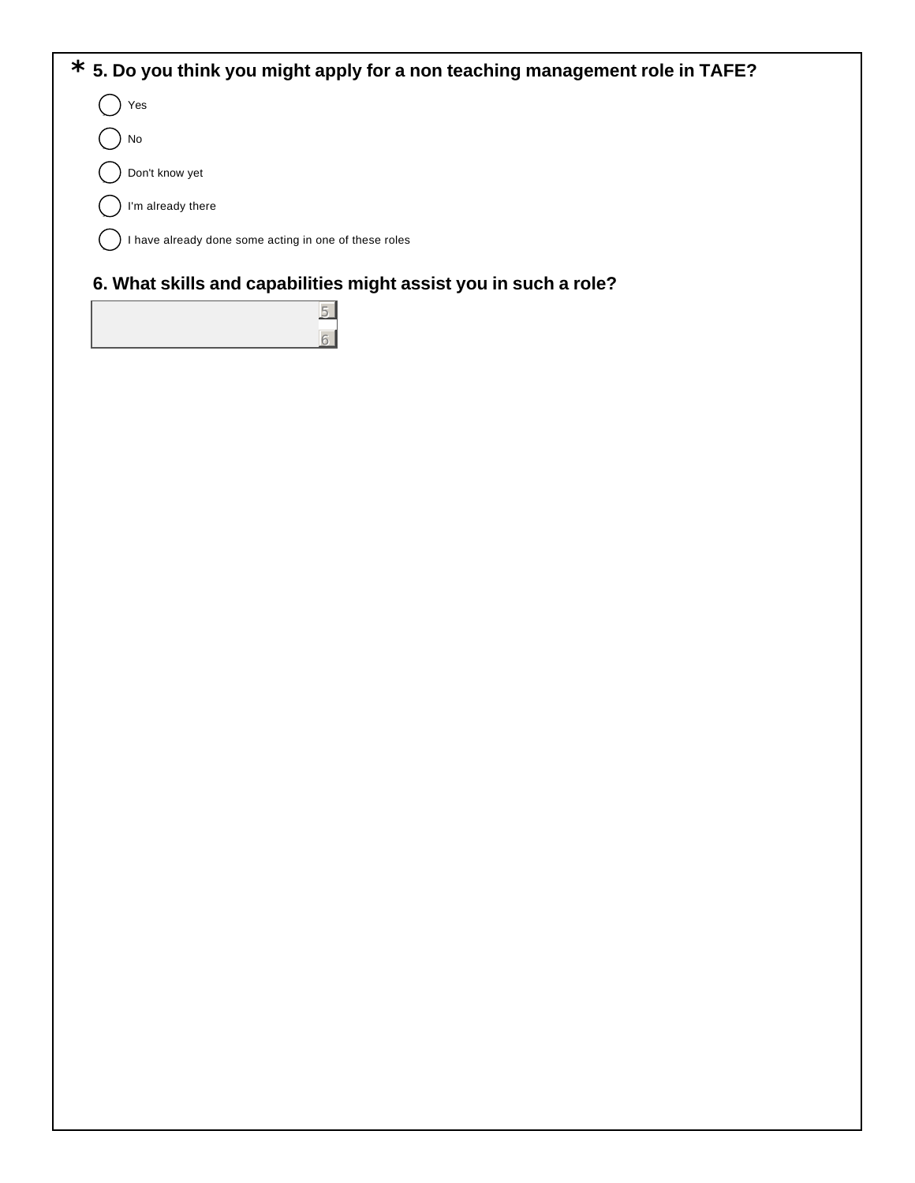**\* 5. Do you think you might apply for a non teaching management role in TAFE?**

- ( ) Yes
- ( ) No
- ( ) Don't know yet
- ( ) I'm already there
- ( ) I have already done some acting in one of these roles

**6. What skills and capabilities might assist you in such a role?**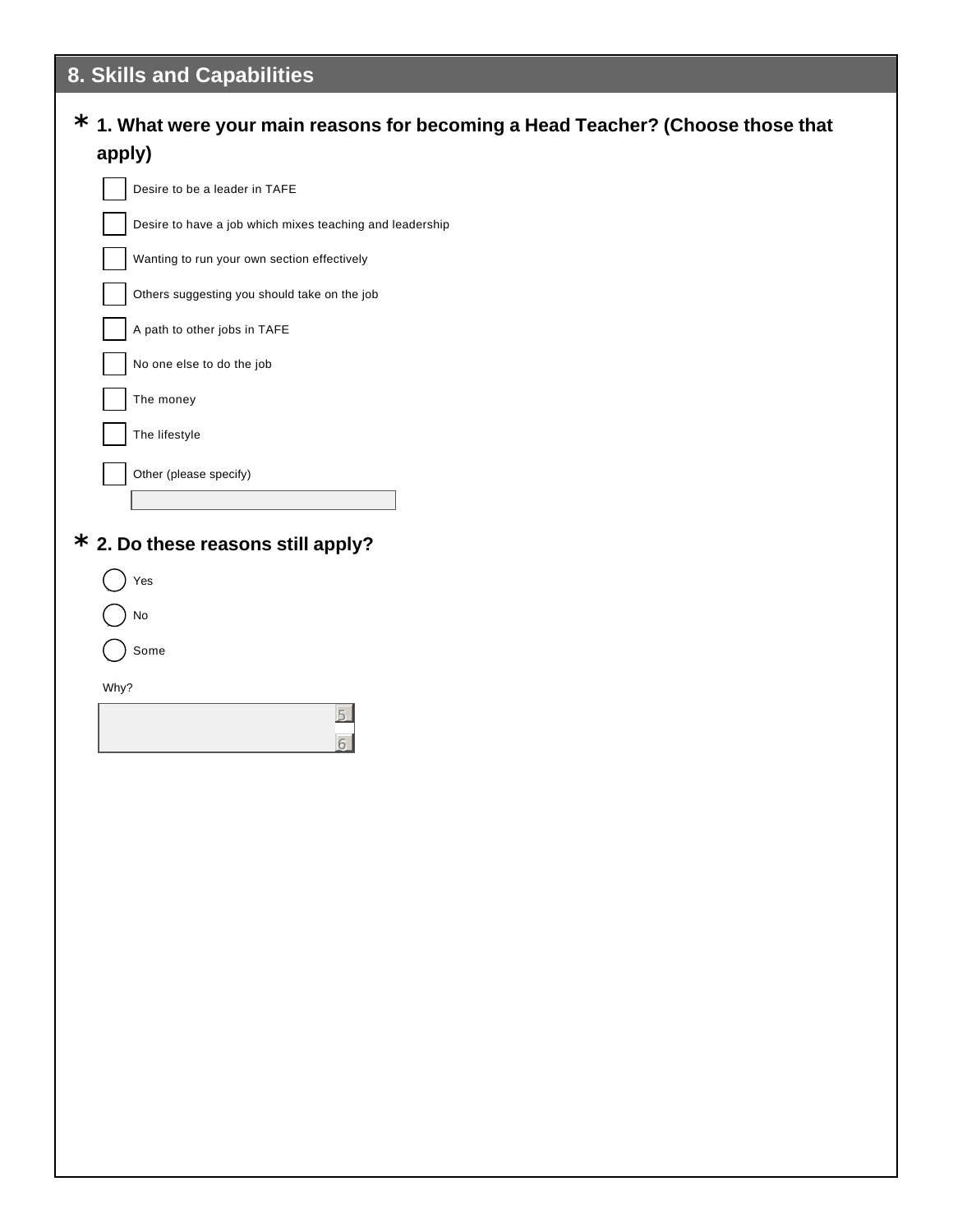## 8. Skills and Capabilities

**\* 1. What were your main reasons for becoming a Head Teacher? (Choose those that apply)**

- [ ] Desire to be a leader in TAFE
- [ ] Desire to have a job which mixes teaching and leadership
- [ ] Wanting to run your own section effectively
- [ ] Others suggesting you should take on the job
- [ ] A path to other jobs in TAFE
- [ ] No one else to do the job
- [ ] The money
- [ ] The lifestyle
- [ ] Other (please specify)

**\* 2. Do these reasons still apply?**

- ( ) Yes
- ( ) No
- ( ) Some

Why?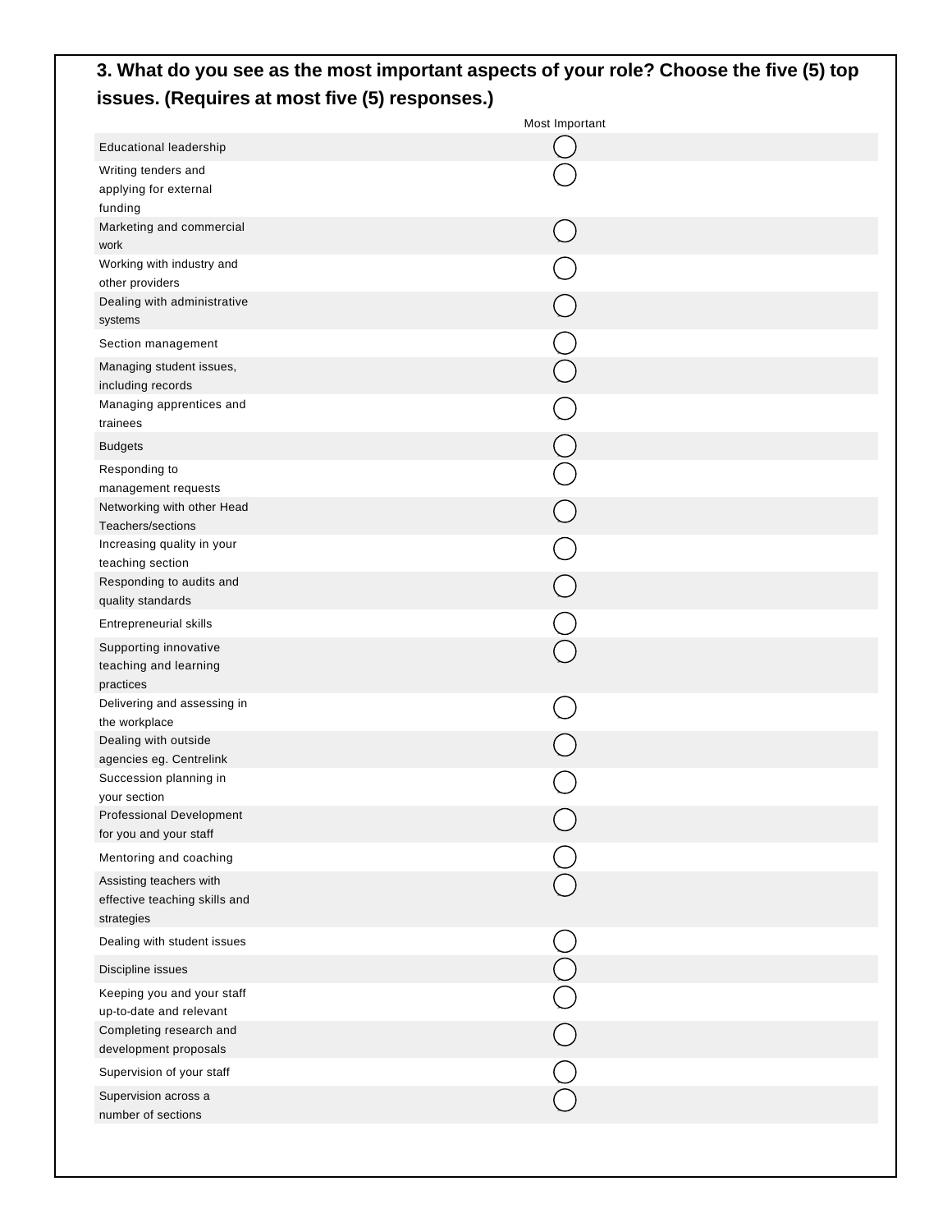**3. What do you see as the most important aspects of your role? Choose the five (5) top issues. (Requires at most five (5) responses.)**

| | Most Important |
|---|---|
| Educational leadership | ◯ |
| Writing tenders and applying for external funding | ◯ |
| Marketing and commercial work | ◯ |
| Working with industry and other providers | ◯ |
| Dealing with administrative systems | ◯ |
| Section management | ◯ |
| Managing student issues, including records | ◯ |
| Managing apprentices and trainees | ◯ |
| Budgets | ◯ |
| Responding to management requests | ◯ |
| Networking with other Head Teachers/sections | ◯ |
| Increasing quality in your teaching section | ◯ |
| Responding to audits and quality standards | ◯ |
| Entrepreneurial skills | ◯ |
| Supporting innovative teaching and learning practices | ◯ |
| Delivering and assessing in the workplace | ◯ |
| Dealing with outside agencies eg. Centrelink | ◯ |
| Succession planning in your section | ◯ |
| Professional Development for you and your staff | ◯ |
| Mentoring and coaching | ◯ |
| Assisting teachers with effective teaching skills and strategies | ◯ |
| Dealing with student issues | ◯ |
| Discipline issues | ◯ |
| Keeping you and your staff up-to-date and relevant | ◯ |
| Completing research and development proposals | ◯ |
| Supervision of your staff | ◯ |
| Supervision across a number of sections | ◯ |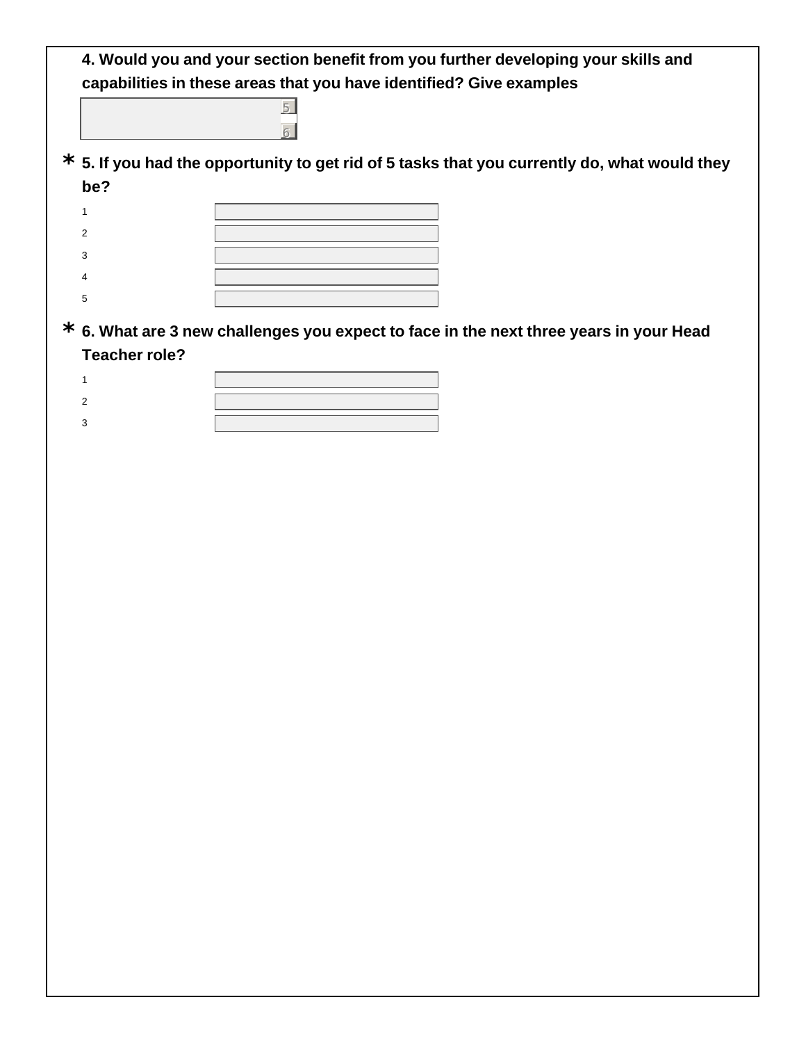**4. Would you and your section benefit from you further developing your skills and capabilities in these areas that you have identified? Give examples**

**\* 5. If you had the opportunity to get rid of 5 tasks that you currently do, what would they be?**

1

2

3

4

5

**\* 6. What are 3 new challenges you expect to face in the next three years in your Head Teacher role?**

1

2

3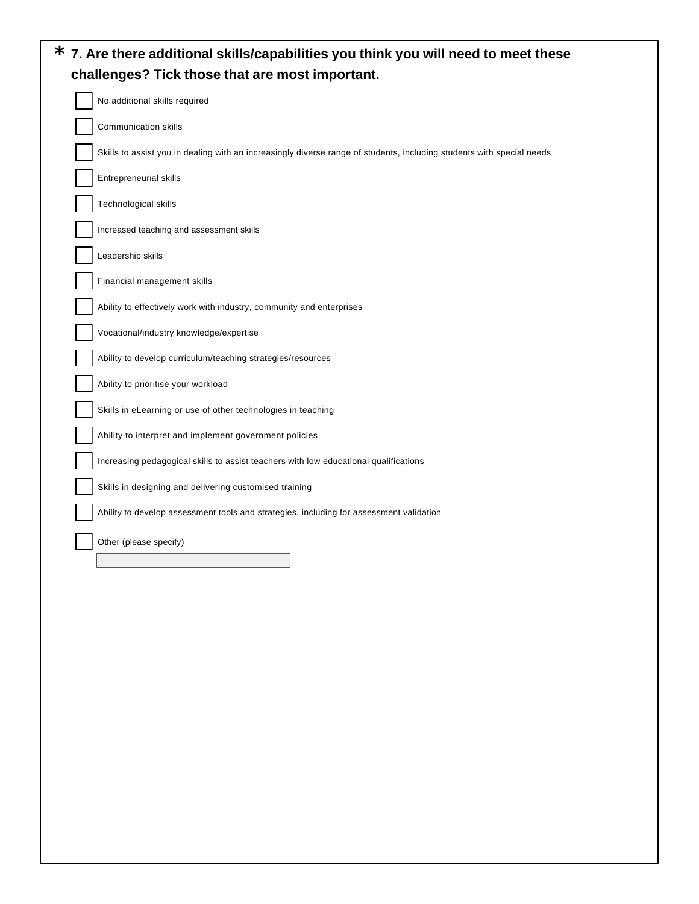**\* 7. Are there additional skills/capabilities you think you will need to meet these challenges? Tick those that are most important.**

- [ ] No additional skills required
- [ ] Communication skills
- [ ] Skills to assist you in dealing with an increasingly diverse range of students, including students with special needs
- [ ] Entrepreneurial skills
- [ ] Technological skills
- [ ] Increased teaching and assessment skills
- [ ] Leadership skills
- [ ] Financial management skills
- [ ] Ability to effectively work with industry, community and enterprises
- [ ] Vocational/industry knowledge/expertise
- [ ] Ability to develop curriculum/teaching strategies/resources
- [ ] Ability to prioritise your workload
- [ ] Skills in eLearning or use of other technologies in teaching
- [ ] Ability to interpret and implement government policies
- [ ] Increasing pedagogical skills to assist teachers with low educational qualifications
- [ ] Skills in designing and delivering customised training
- [ ] Ability to develop assessment tools and strategies, including for assessment validation
- [ ] Other (please specify)

_______________________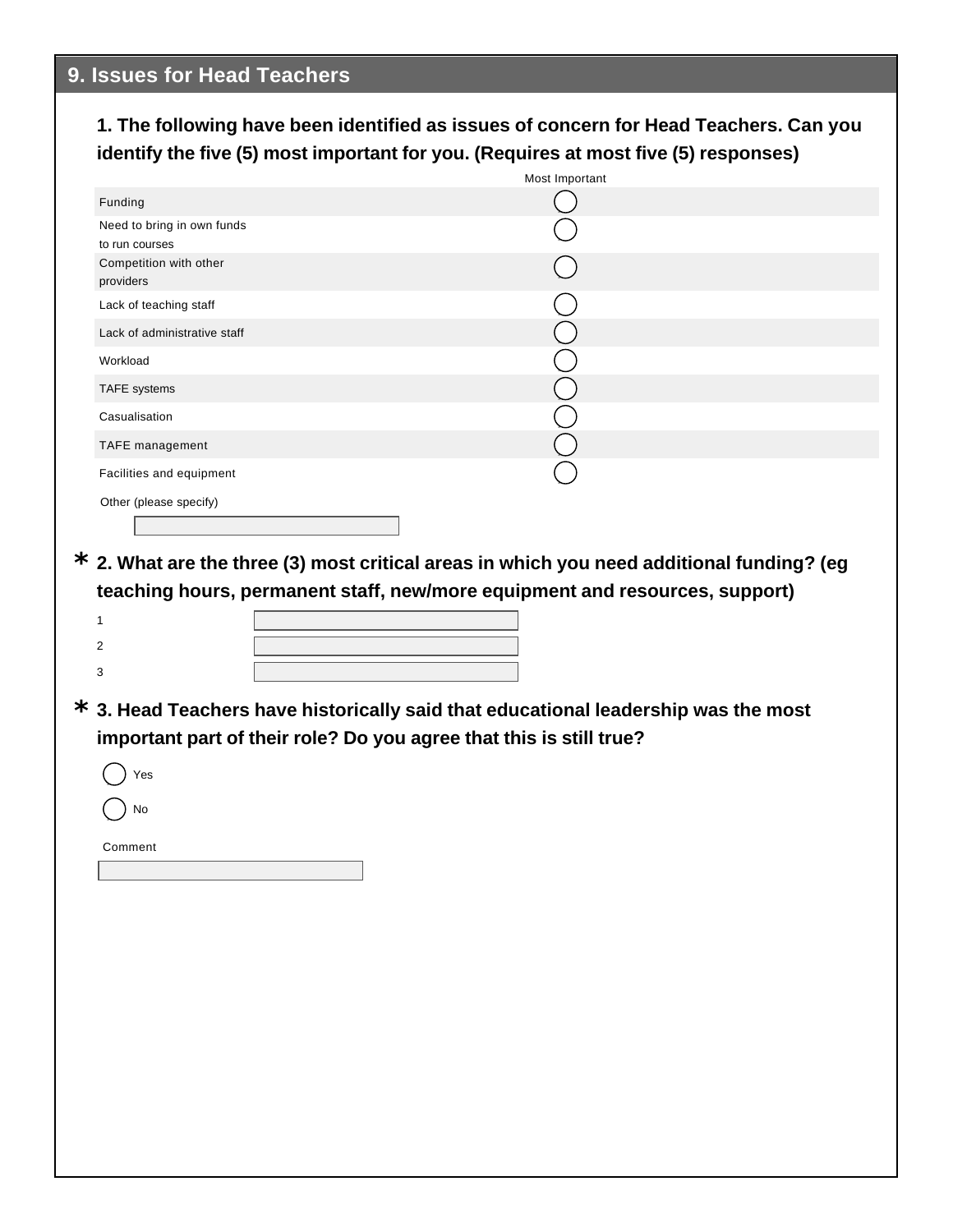## 9. Issues for Head Teachers

**1. The following have been identified as issues of concern for Head Teachers. Can you identify the five (5) most important for you. (Requires at most five (5) responses)**

| | Most Important |
|---|---|
| Funding | ◯ |
| Need to bring in own funds to run courses | ◯ |
| Competition with other providers | ◯ |
| Lack of teaching staff | ◯ |
| Lack of administrative staff | ◯ |
| Workload | ◯ |
| TAFE systems | ◯ |
| Casualisation | ◯ |
| TAFE management | ◯ |
| Facilities and equipment | ◯ |

Other (please specify)

______________________

**\* 2. What are the three (3) most critical areas in which you need additional funding? (eg teaching hours, permanent staff, new/more equipment and resources, support)**

1 ______________________

2 ______________________

3 ______________________

**\* 3. Head Teachers have historically said that educational leadership was the most important part of their role? Do you agree that this is still true?**

◯ Yes

◯ No

Comment

______________________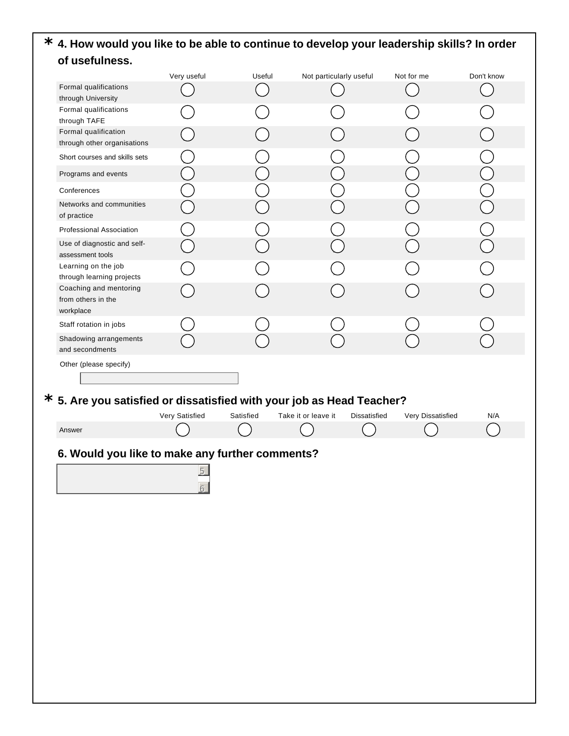## * 4. How would you like to be able to continue to develop your leadership skills? In order of usefulness.

| | Very useful | Useful | Not particularly useful | Not for me | Don't know |
|---|---|---|---|---|---|
| Formal qualifications through University | ◯ | ◯ | ◯ | ◯ | ◯ |
| Formal qualifications through TAFE | ◯ | ◯ | ◯ | ◯ | ◯ |
| Formal qualification through other organisations | ◯ | ◯ | ◯ | ◯ | ◯ |
| Short courses and skills sets | ◯ | ◯ | ◯ | ◯ | ◯ |
| Programs and events | ◯ | ◯ | ◯ | ◯ | ◯ |
| Conferences | ◯ | ◯ | ◯ | ◯ | ◯ |
| Networks and communities of practice | ◯ | ◯ | ◯ | ◯ | ◯ |
| Professional Association | ◯ | ◯ | ◯ | ◯ | ◯ |
| Use of diagnostic and self-assessment tools | ◯ | ◯ | ◯ | ◯ | ◯ |
| Learning on the job through learning projects | ◯ | ◯ | ◯ | ◯ | ◯ |
| Coaching and mentoring from others in the workplace | ◯ | ◯ | ◯ | ◯ | ◯ |
| Staff rotation in jobs | ◯ | ◯ | ◯ | ◯ | ◯ |
| Shadowing arrangements and secondments | ◯ | ◯ | ◯ | ◯ | ◯ |

Other (please specify)

[ ]

## * 5. Are you satisfied or dissatisfied with your job as Head Teacher?

| | Very Satisfied | Satisfied | Take it or leave it | Dissatisfied | Very Dissatisfied | N/A |
|---|---|---|---|---|---|---|
| Answer | ◯ | ◯ | ◯ | ◯ | ◯ | ◯ |

## 6. Would you like to make any further comments?

[ ]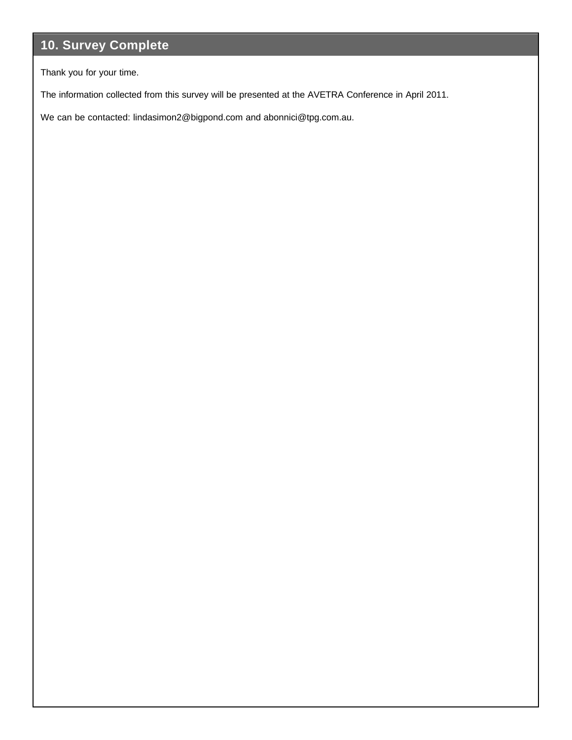## 10. Survey Complete

Thank you for your time.

The information collected from this survey will be presented at the AVETRA Conference in April 2011.

We can be contacted: lindasimon2@bigpond.com and abonnici@tpg.com.au.